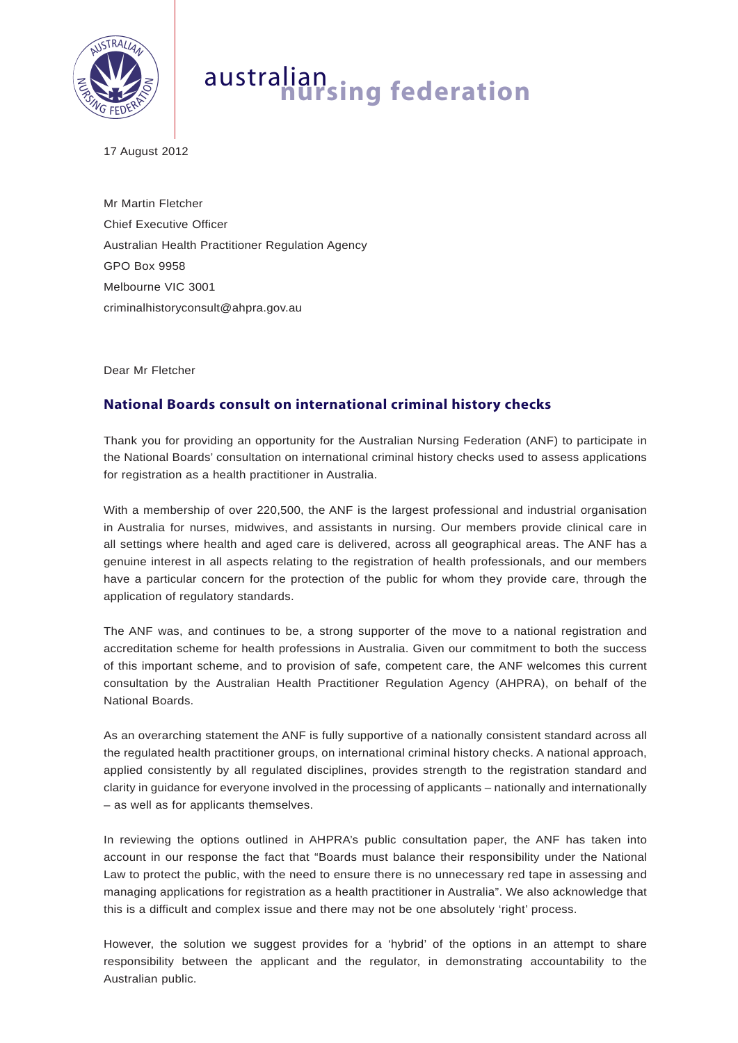australian nursing federation

17 August 2012

Mr Martin Fletcher
Chief Executive Officer
Australian Health Practitioner Regulation Agency
GPO Box 9958
Melbourne VIC 3001
criminalhistoryconsult@ahpra.gov.au

Dear Mr Fletcher

## National Boards consult on international criminal history checks

Thank you for providing an opportunity for the Australian Nursing Federation (ANF) to participate in the National Boards' consultation on international criminal history checks used to assess applications for registration as a health practitioner in Australia.

With a membership of over 220,500, the ANF is the largest professional and industrial organisation in Australia for nurses, midwives, and assistants in nursing. Our members provide clinical care in all settings where health and aged care is delivered, across all geographical areas. The ANF has a genuine interest in all aspects relating to the registration of health professionals, and our members have a particular concern for the protection of the public for whom they provide care, through the application of regulatory standards.

The ANF was, and continues to be, a strong supporter of the move to a national registration and accreditation scheme for health professions in Australia. Given our commitment to both the success of this important scheme, and to provision of safe, competent care, the ANF welcomes this current consultation by the Australian Health Practitioner Regulation Agency (AHPRA), on behalf of the National Boards.

As an overarching statement the ANF is fully supportive of a nationally consistent standard across all the regulated health practitioner groups, on international criminal history checks. A national approach, applied consistently by all regulated disciplines, provides strength to the registration standard and clarity in guidance for everyone involved in the processing of applicants – nationally and internationally – as well as for applicants themselves.

In reviewing the options outlined in AHPRA's public consultation paper, the ANF has taken into account in our response the fact that "Boards must balance their responsibility under the National Law to protect the public, with the need to ensure there is no unnecessary red tape in assessing and managing applications for registration as a health practitioner in Australia". We also acknowledge that this is a difficult and complex issue and there may not be one absolutely 'right' process.

However, the solution we suggest provides for a 'hybrid' of the options in an attempt to share responsibility between the applicant and the regulator, in demonstrating accountability to the Australian public.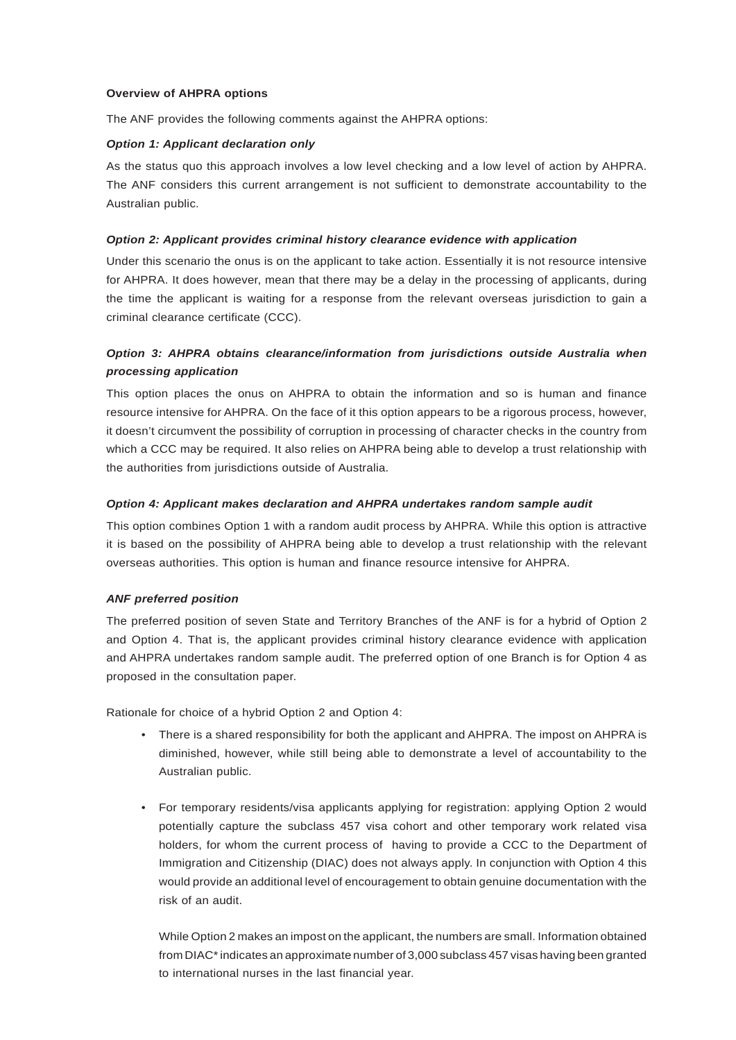**Overview of AHPRA options**

The ANF provides the following comments against the AHPRA options:

***Option 1: Applicant declaration only***

As the status quo this approach involves a low level checking and a low level of action by AHPRA. The ANF considers this current arrangement is not sufficient to demonstrate accountability to the Australian public.

***Option 2: Applicant provides criminal history clearance evidence with application***

Under this scenario the onus is on the applicant to take action. Essentially it is not resource intensive for AHPRA. It does however, mean that there may be a delay in the processing of applicants, during the time the applicant is waiting for a response from the relevant overseas jurisdiction to gain a criminal clearance certificate (CCC).

***Option 3: AHPRA obtains clearance/information from jurisdictions outside Australia when processing application***

This option places the onus on AHPRA to obtain the information and so is human and finance resource intensive for AHPRA. On the face of it this option appears to be a rigorous process, however, it doesn't circumvent the possibility of corruption in processing of character checks in the country from which a CCC may be required. It also relies on AHPRA being able to develop a trust relationship with the authorities from jurisdictions outside of Australia.

***Option 4: Applicant makes declaration and AHPRA undertakes random sample audit***

This option combines Option 1 with a random audit process by AHPRA. While this option is attractive it is based on the possibility of AHPRA being able to develop a trust relationship with the relevant overseas authorities. This option is human and finance resource intensive for AHPRA.

***ANF preferred position***

The preferred position of seven State and Territory Branches of the ANF is for a hybrid of Option 2 and Option 4. That is, the applicant provides criminal history clearance evidence with application and AHPRA undertakes random sample audit. The preferred option of one Branch is for Option 4 as proposed in the consultation paper.

Rationale for choice of a hybrid Option 2 and Option 4:

- There is a shared responsibility for both the applicant and AHPRA. The impost on AHPRA is diminished, however, while still being able to demonstrate a level of accountability to the Australian public.

- For temporary residents/visa applicants applying for registration: applying Option 2 would potentially capture the subclass 457 visa cohort and other temporary work related visa holders, for whom the current process of having to provide a CCC to the Department of Immigration and Citizenship (DIAC) does not always apply. In conjunction with Option 4 this would provide an additional level of encouragement to obtain genuine documentation with the risk of an audit.

  While Option 2 makes an impost on the applicant, the numbers are small. Information obtained from DIAC* indicates an approximate number of 3,000 subclass 457 visas having been granted to international nurses in the last financial year.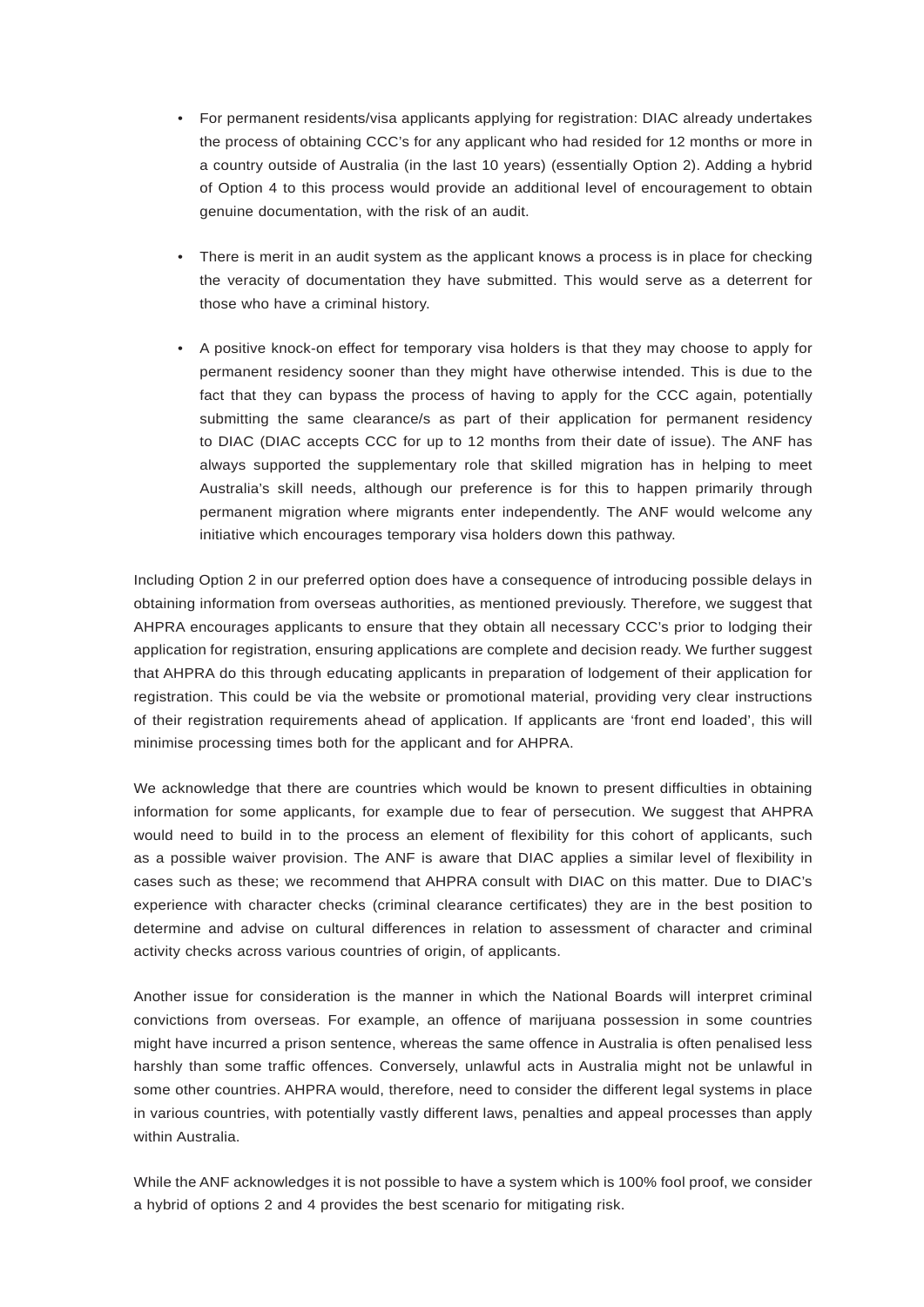- For permanent residents/visa applicants applying for registration: DIAC already undertakes the process of obtaining CCC's for any applicant who had resided for 12 months or more in a country outside of Australia (in the last 10 years) (essentially Option 2). Adding a hybrid of Option 4 to this process would provide an additional level of encouragement to obtain genuine documentation, with the risk of an audit.

- There is merit in an audit system as the applicant knows a process is in place for checking the veracity of documentation they have submitted. This would serve as a deterrent for those who have a criminal history.

- A positive knock-on effect for temporary visa holders is that they may choose to apply for permanent residency sooner than they might have otherwise intended. This is due to the fact that they can bypass the process of having to apply for the CCC again, potentially submitting the same clearance/s as part of their application for permanent residency to DIAC (DIAC accepts CCC for up to 12 months from their date of issue). The ANF has always supported the supplementary role that skilled migration has in helping to meet Australia's skill needs, although our preference is for this to happen primarily through permanent migration where migrants enter independently. The ANF would welcome any initiative which encourages temporary visa holders down this pathway.

Including Option 2 in our preferred option does have a consequence of introducing possible delays in obtaining information from overseas authorities, as mentioned previously. Therefore, we suggest that AHPRA encourages applicants to ensure that they obtain all necessary CCC's prior to lodging their application for registration, ensuring applications are complete and decision ready. We further suggest that AHPRA do this through educating applicants in preparation of lodgement of their application for registration. This could be via the website or promotional material, providing very clear instructions of their registration requirements ahead of application. If applicants are 'front end loaded', this will minimise processing times both for the applicant and for AHPRA.

We acknowledge that there are countries which would be known to present difficulties in obtaining information for some applicants, for example due to fear of persecution. We suggest that AHPRA would need to build in to the process an element of flexibility for this cohort of applicants, such as a possible waiver provision. The ANF is aware that DIAC applies a similar level of flexibility in cases such as these; we recommend that AHPRA consult with DIAC on this matter. Due to DIAC's experience with character checks (criminal clearance certificates) they are in the best position to determine and advise on cultural differences in relation to assessment of character and criminal activity checks across various countries of origin, of applicants.

Another issue for consideration is the manner in which the National Boards will interpret criminal convictions from overseas. For example, an offence of marijuana possession in some countries might have incurred a prison sentence, whereas the same offence in Australia is often penalised less harshly than some traffic offences. Conversely, unlawful acts in Australia might not be unlawful in some other countries. AHPRA would, therefore, need to consider the different legal systems in place in various countries, with potentially vastly different laws, penalties and appeal processes than apply within Australia.

While the ANF acknowledges it is not possible to have a system which is 100% fool proof, we consider a hybrid of options 2 and 4 provides the best scenario for mitigating risk.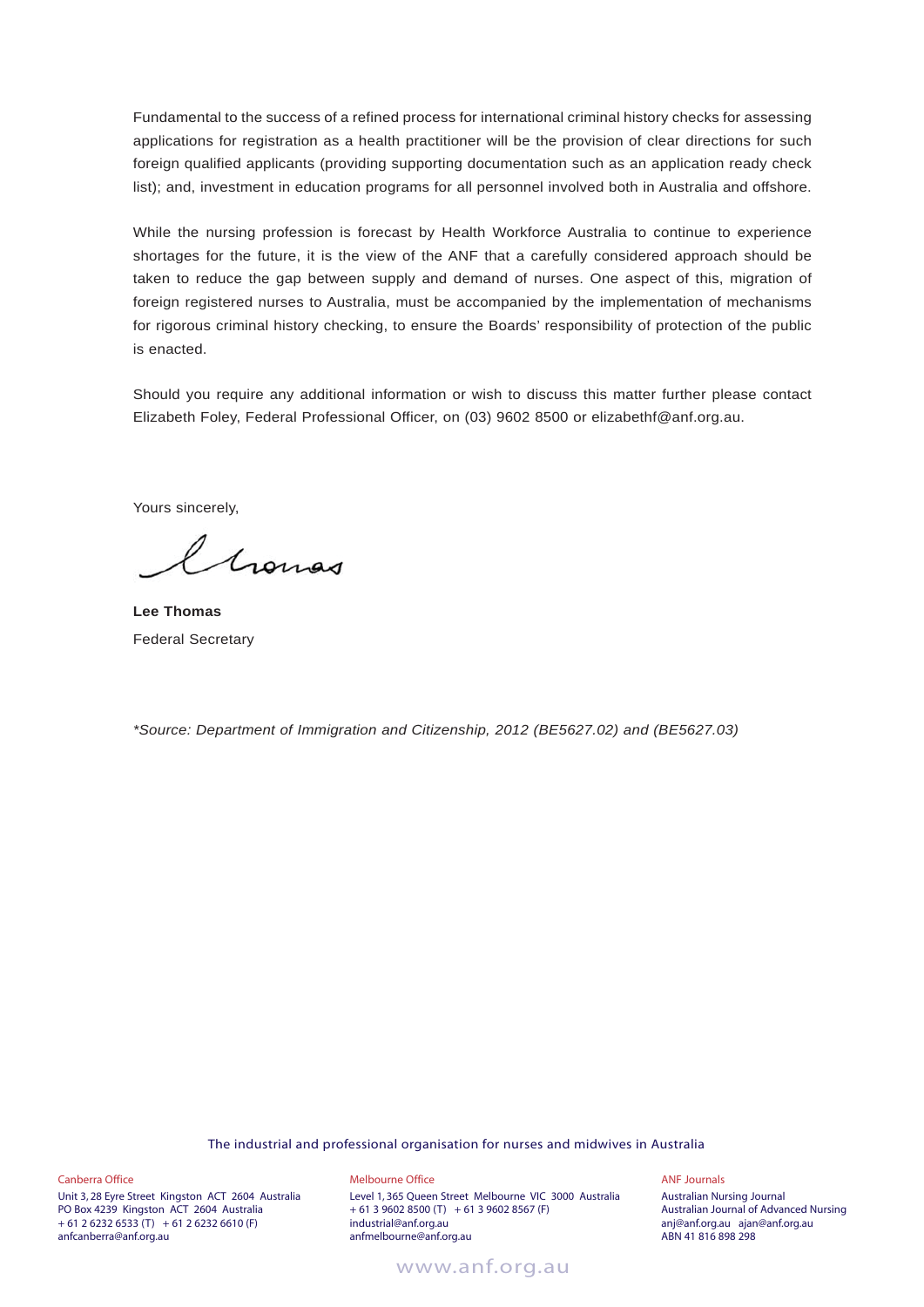Fundamental to the success of a refined process for international criminal history checks for assessing applications for registration as a health practitioner will be the provision of clear directions for such foreign qualified applicants (providing supporting documentation such as an application ready check list); and, investment in education programs for all personnel involved both in Australia and offshore.

While the nursing profession is forecast by Health Workforce Australia to continue to experience shortages for the future, it is the view of the ANF that a carefully considered approach should be taken to reduce the gap between supply and demand of nurses. One aspect of this, migration of foreign registered nurses to Australia, must be accompanied by the implementation of mechanisms for rigorous criminal history checking, to ensure the Boards' responsibility of protection of the public is enacted.

Should you require any additional information or wish to discuss this matter further please contact Elizabeth Foley, Federal Professional Officer, on (03) 9602 8500 or elizabethf@anf.org.au.

Yours sincerely,

**Lee Thomas**
Federal Secretary

*\*Source: Department of Immigration and Citizenship, 2012 (BE5627.02) and (BE5627.03)*

The industrial and professional organisation for nurses and midwives in Australia

Canberra Office
Unit 3, 28 Eyre Street Kingston ACT 2604 Australia
PO Box 4239 Kingston ACT 2604 Australia
+ 61 2 6232 6533 (T) + 61 2 6232 6610 (F)
anfcanberra@anf.org.au

Melbourne Office
Level 1, 365 Queen Street Melbourne VIC 3000 Australia
+ 61 3 9602 8500 (T) + 61 3 9602 8567 (F)
industrial@anf.org.au
anfmelbourne@anf.org.au

ANF Journals
Australian Nursing Journal
Australian Journal of Advanced Nursing
anj@anf.org.au ajan@anf.org.au
ABN 41 816 898 298

www.anf.org.au